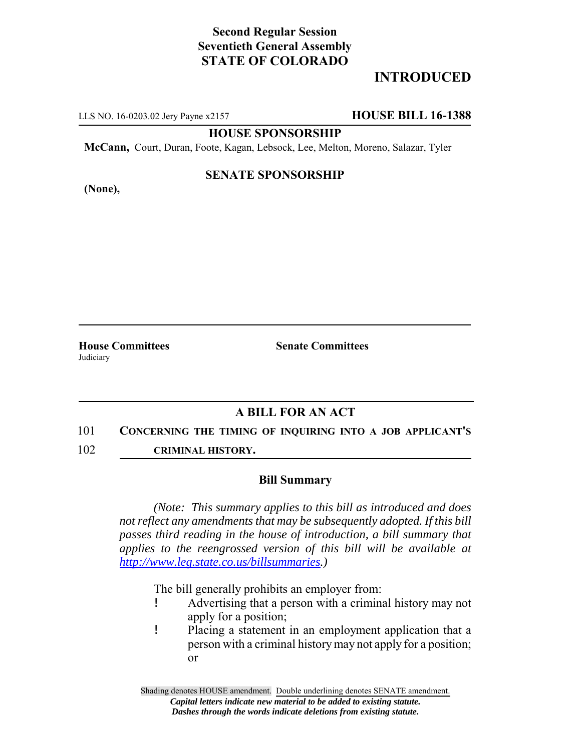**Second Regular Session**
**Seventieth General Assembly**
**STATE OF COLORADO**

# INTRODUCED

LLS NO. 16-0203.02 Jery Payne x2157 **HOUSE BILL 16-1388**

**HOUSE SPONSORSHIP**

**McCann,** Court, Duran, Foote, Kagan, Lebsock, Lee, Melton, Moreno, Salazar, Tyler

**SENATE SPONSORSHIP**

**(None),**

**House Committees**
Judiciary

**Senate Committees**

## A BILL FOR AN ACT

101 **CONCERNING THE TIMING OF INQUIRING INTO A JOB APPLICANT'S**
102 **CRIMINAL HISTORY.**

### Bill Summary

*(Note: This summary applies to this bill as introduced and does not reflect any amendments that may be subsequently adopted. If this bill passes third reading in the house of introduction, a bill summary that applies to the reengrossed version of this bill will be available at http://www.leg.state.co.us/billsummaries.)*

The bill generally prohibits an employer from:

- Advertising that a person with a criminal history may not apply for a position;
- Placing a statement in an employment application that a person with a criminal history may not apply for a position; or

Shading denotes HOUSE amendment. Double underlining denotes SENATE amendment.
*Capital letters indicate new material to be added to existing statute.*
*Dashes through the words indicate deletions from existing statute.*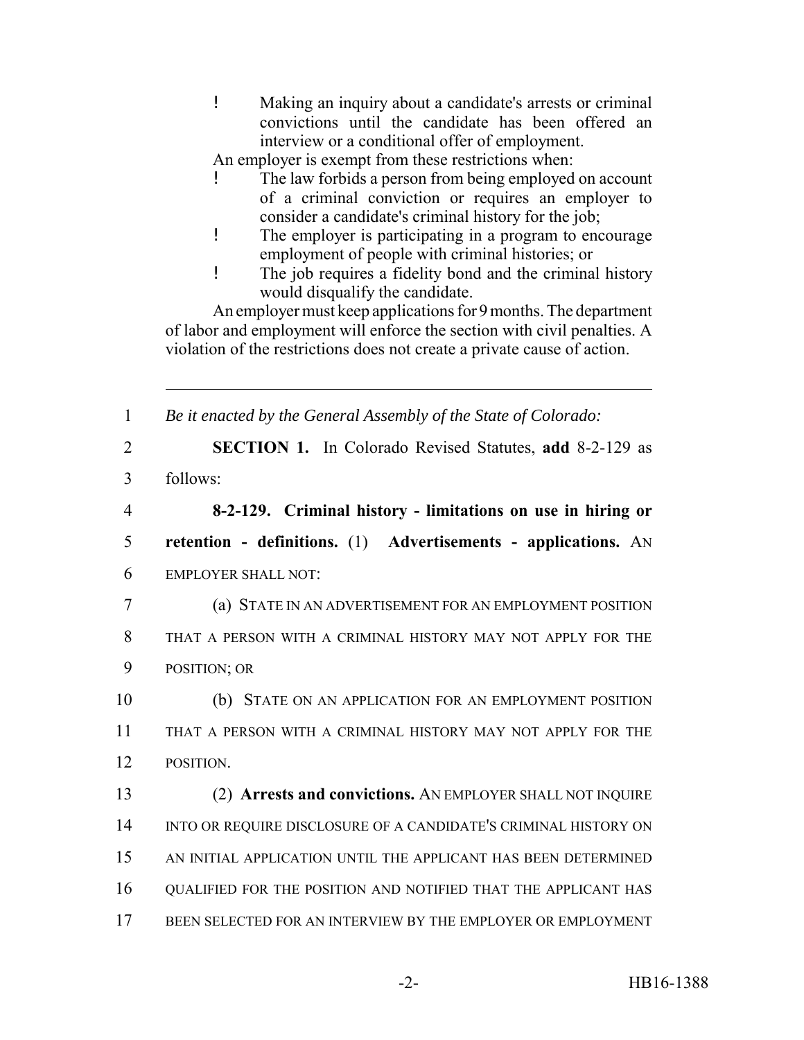- Making an inquiry about a candidate's arrests or criminal convictions until the candidate has been offered an interview or a conditional offer of employment.

An employer is exempt from these restrictions when:

- The law forbids a person from being employed on account of a criminal conviction or requires an employer to consider a candidate's criminal history for the job;
- The employer is participating in a program to encourage employment of people with criminal histories; or
- The job requires a fidelity bond and the criminal history would disqualify the candidate.

An employer must keep applications for 9 months. The department of labor and employment will enforce the section with civil penalties. A violation of the restrictions does not create a private cause of action.

---

1 *Be it enacted by the General Assembly of the State of Colorado:*

2 **SECTION 1.** In Colorado Revised Statutes, **add** 8-2-129 as
3 follows:

4 **8-2-129. Criminal history - limitations on use in hiring or**
5 **retention - definitions.** (1) **Advertisements - applications.** AN
6 EMPLOYER SHALL NOT:

7 (a) STATE IN AN ADVERTISEMENT FOR AN EMPLOYMENT POSITION
8 THAT A PERSON WITH A CRIMINAL HISTORY MAY NOT APPLY FOR THE
9 POSITION; OR

10 (b) STATE ON AN APPLICATION FOR AN EMPLOYMENT POSITION
11 THAT A PERSON WITH A CRIMINAL HISTORY MAY NOT APPLY FOR THE
12 POSITION.

13 (2) **Arrests and convictions.** AN EMPLOYER SHALL NOT INQUIRE
14 INTO OR REQUIRE DISCLOSURE OF A CANDIDATE'S CRIMINAL HISTORY ON
15 AN INITIAL APPLICATION UNTIL THE APPLICANT HAS BEEN DETERMINED
16 QUALIFIED FOR THE POSITION AND NOTIFIED THAT THE APPLICANT HAS
17 BEEN SELECTED FOR AN INTERVIEW BY THE EMPLOYER OR EMPLOYMENT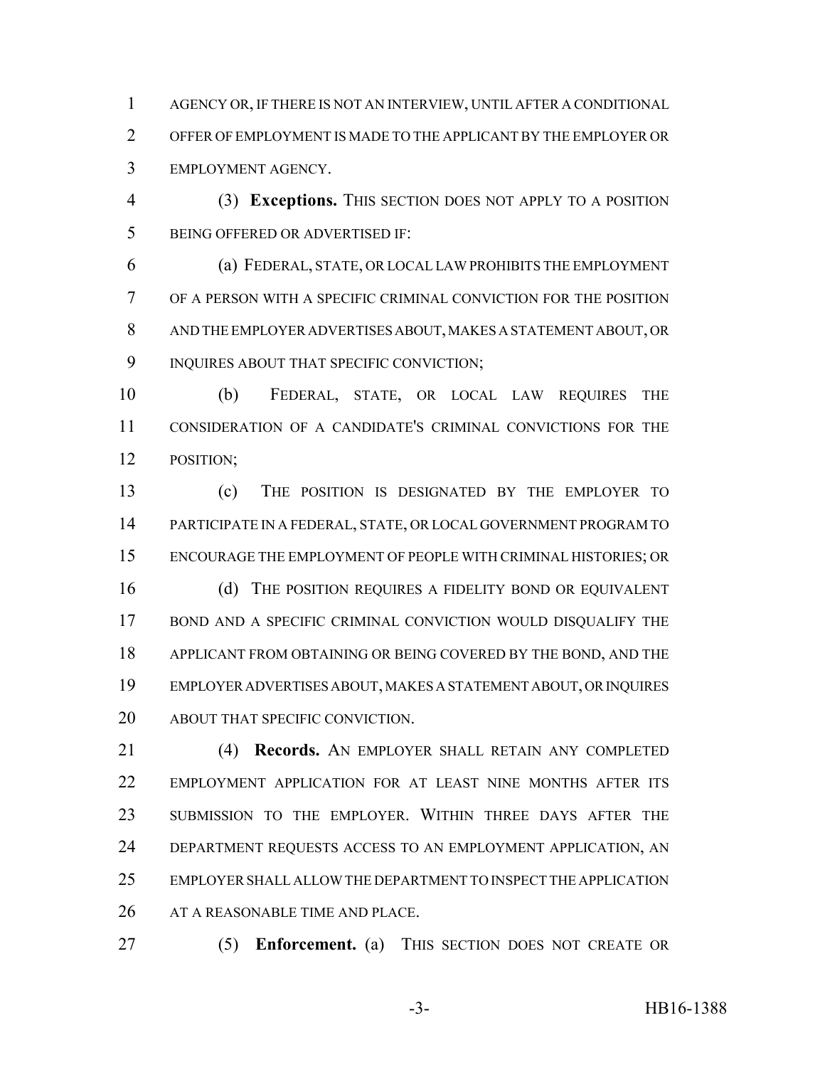AGENCY OR, IF THERE IS NOT AN INTERVIEW, UNTIL AFTER A CONDITIONAL OFFER OF EMPLOYMENT IS MADE TO THE APPLICANT BY THE EMPLOYER OR EMPLOYMENT AGENCY.

(3) **Exceptions.** THIS SECTION DOES NOT APPLY TO A POSITION BEING OFFERED OR ADVERTISED IF:

(a) FEDERAL, STATE, OR LOCAL LAW PROHIBITS THE EMPLOYMENT OF A PERSON WITH A SPECIFIC CRIMINAL CONVICTION FOR THE POSITION AND THE EMPLOYER ADVERTISES ABOUT, MAKES A STATEMENT ABOUT, OR INQUIRES ABOUT THAT SPECIFIC CONVICTION;

(b) FEDERAL, STATE, OR LOCAL LAW REQUIRES THE CONSIDERATION OF A CANDIDATE'S CRIMINAL CONVICTIONS FOR THE POSITION;

(c) THE POSITION IS DESIGNATED BY THE EMPLOYER TO PARTICIPATE IN A FEDERAL, STATE, OR LOCAL GOVERNMENT PROGRAM TO ENCOURAGE THE EMPLOYMENT OF PEOPLE WITH CRIMINAL HISTORIES; OR

(d) THE POSITION REQUIRES A FIDELITY BOND OR EQUIVALENT BOND AND A SPECIFIC CRIMINAL CONVICTION WOULD DISQUALIFY THE APPLICANT FROM OBTAINING OR BEING COVERED BY THE BOND, AND THE EMPLOYER ADVERTISES ABOUT, MAKES A STATEMENT ABOUT, OR INQUIRES ABOUT THAT SPECIFIC CONVICTION.

(4) **Records.** AN EMPLOYER SHALL RETAIN ANY COMPLETED EMPLOYMENT APPLICATION FOR AT LEAST NINE MONTHS AFTER ITS SUBMISSION TO THE EMPLOYER. WITHIN THREE DAYS AFTER THE DEPARTMENT REQUESTS ACCESS TO AN EMPLOYMENT APPLICATION, AN EMPLOYER SHALL ALLOW THE DEPARTMENT TO INSPECT THE APPLICATION AT A REASONABLE TIME AND PLACE.

(5) **Enforcement.** (a) THIS SECTION DOES NOT CREATE OR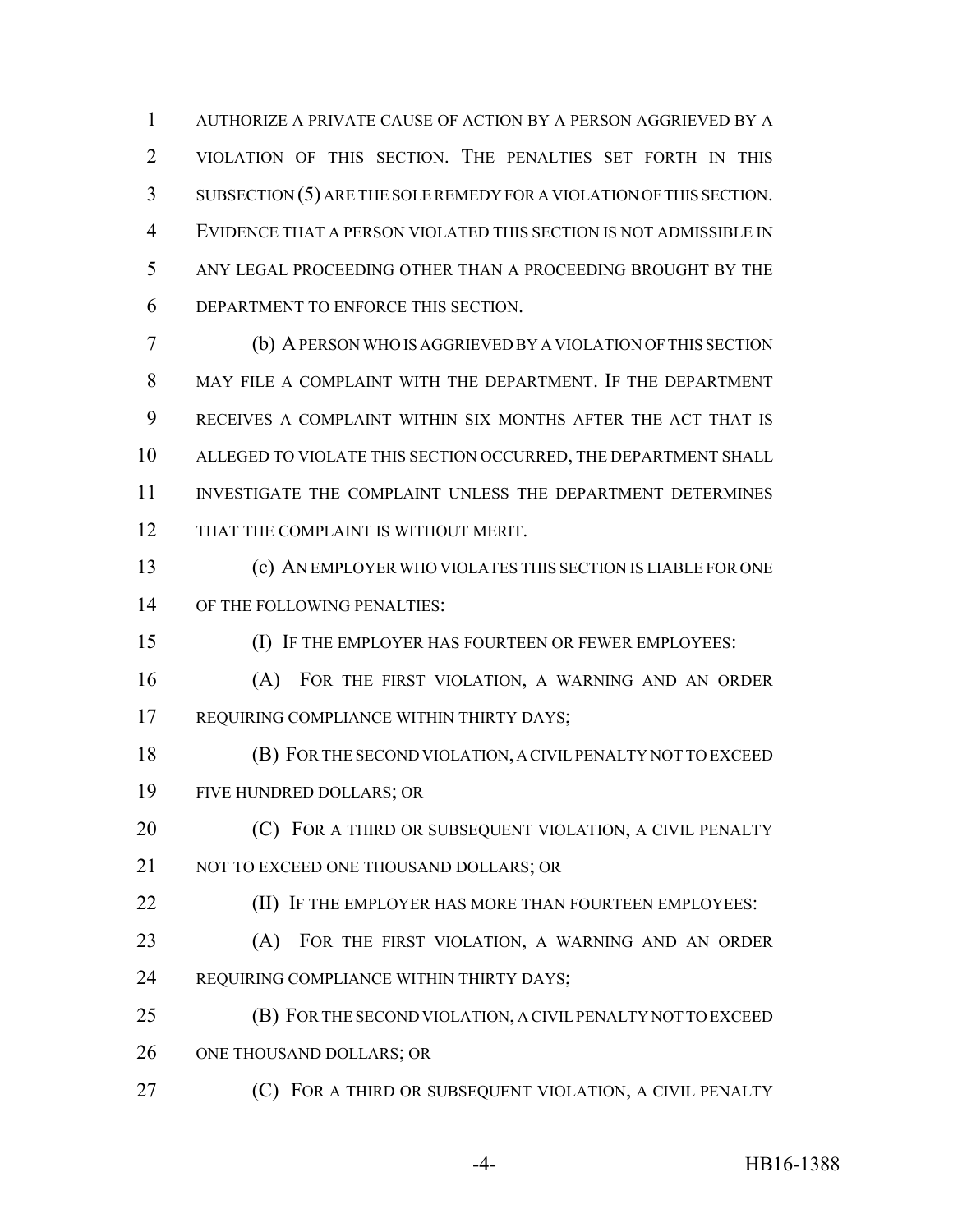AUTHORIZE A PRIVATE CAUSE OF ACTION BY A PERSON AGGRIEVED BY A VIOLATION OF THIS SECTION. THE PENALTIES SET FORTH IN THIS SUBSECTION (5) ARE THE SOLE REMEDY FOR A VIOLATION OF THIS SECTION. EVIDENCE THAT A PERSON VIOLATED THIS SECTION IS NOT ADMISSIBLE IN ANY LEGAL PROCEEDING OTHER THAN A PROCEEDING BROUGHT BY THE DEPARTMENT TO ENFORCE THIS SECTION.

(b) A PERSON WHO IS AGGRIEVED BY A VIOLATION OF THIS SECTION MAY FILE A COMPLAINT WITH THE DEPARTMENT. IF THE DEPARTMENT RECEIVES A COMPLAINT WITHIN SIX MONTHS AFTER THE ACT THAT IS ALLEGED TO VIOLATE THIS SECTION OCCURRED, THE DEPARTMENT SHALL INVESTIGATE THE COMPLAINT UNLESS THE DEPARTMENT DETERMINES THAT THE COMPLAINT IS WITHOUT MERIT.

(c) AN EMPLOYER WHO VIOLATES THIS SECTION IS LIABLE FOR ONE OF THE FOLLOWING PENALTIES:

(I) IF THE EMPLOYER HAS FOURTEEN OR FEWER EMPLOYEES:

(A) FOR THE FIRST VIOLATION, A WARNING AND AN ORDER REQUIRING COMPLIANCE WITHIN THIRTY DAYS;

(B) FOR THE SECOND VIOLATION, A CIVIL PENALTY NOT TO EXCEED FIVE HUNDRED DOLLARS; OR

(C) FOR A THIRD OR SUBSEQUENT VIOLATION, A CIVIL PENALTY NOT TO EXCEED ONE THOUSAND DOLLARS; OR

(II) IF THE EMPLOYER HAS MORE THAN FOURTEEN EMPLOYEES:

(A) FOR THE FIRST VIOLATION, A WARNING AND AN ORDER REQUIRING COMPLIANCE WITHIN THIRTY DAYS;

(B) FOR THE SECOND VIOLATION, A CIVIL PENALTY NOT TO EXCEED ONE THOUSAND DOLLARS; OR

(C) FOR A THIRD OR SUBSEQUENT VIOLATION, A CIVIL PENALTY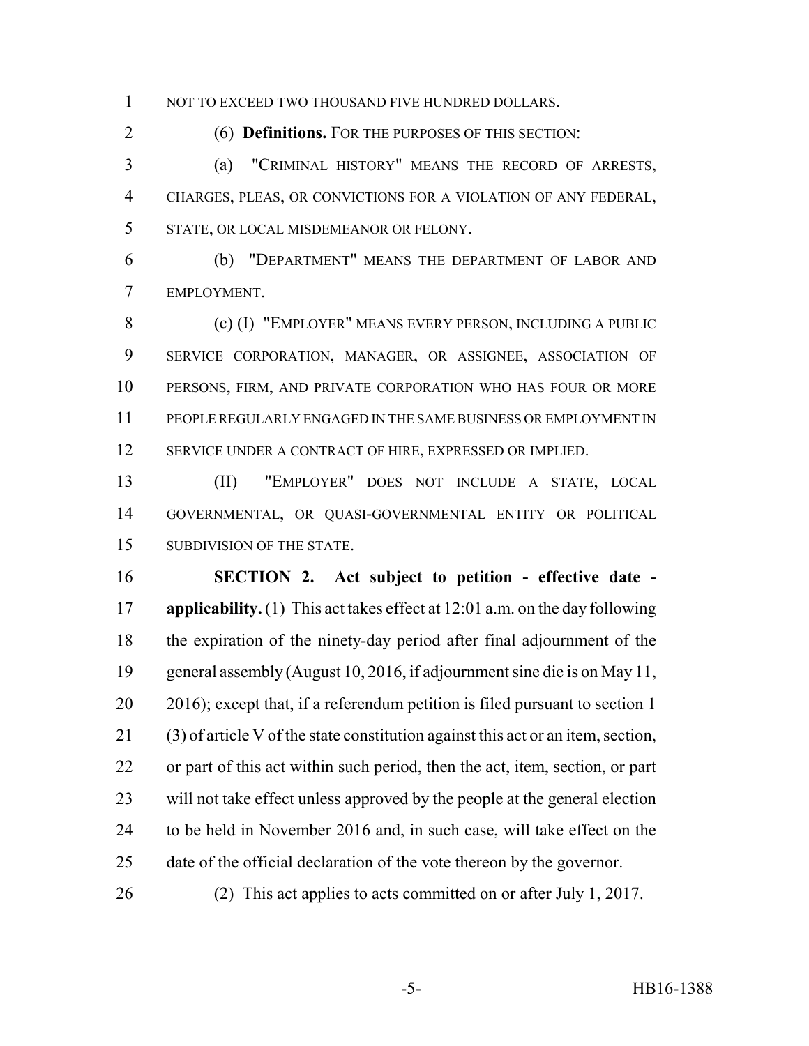NOT TO EXCEED TWO THOUSAND FIVE HUNDRED DOLLARS.

(6) **Definitions.** FOR THE PURPOSES OF THIS SECTION:

(a) "CRIMINAL HISTORY" MEANS THE RECORD OF ARRESTS, CHARGES, PLEAS, OR CONVICTIONS FOR A VIOLATION OF ANY FEDERAL, STATE, OR LOCAL MISDEMEANOR OR FELONY.

(b) "DEPARTMENT" MEANS THE DEPARTMENT OF LABOR AND EMPLOYMENT.

(c) (I) "EMPLOYER" MEANS EVERY PERSON, INCLUDING A PUBLIC SERVICE CORPORATION, MANAGER, OR ASSIGNEE, ASSOCIATION OF PERSONS, FIRM, AND PRIVATE CORPORATION WHO HAS FOUR OR MORE PEOPLE REGULARLY ENGAGED IN THE SAME BUSINESS OR EMPLOYMENT IN SERVICE UNDER A CONTRACT OF HIRE, EXPRESSED OR IMPLIED.

(II) "EMPLOYER" DOES NOT INCLUDE A STATE, LOCAL GOVERNMENTAL, OR QUASI-GOVERNMENTAL ENTITY OR POLITICAL SUBDIVISION OF THE STATE.

**SECTION 2. Act subject to petition - effective date - applicability.** (1) This act takes effect at 12:01 a.m. on the day following the expiration of the ninety-day period after final adjournment of the general assembly (August 10, 2016, if adjournment sine die is on May 11, 2016); except that, if a referendum petition is filed pursuant to section 1 (3) of article V of the state constitution against this act or an item, section, or part of this act within such period, then the act, item, section, or part will not take effect unless approved by the people at the general election to be held in November 2016 and, in such case, will take effect on the date of the official declaration of the vote thereon by the governor.

(2) This act applies to acts committed on or after July 1, 2017.